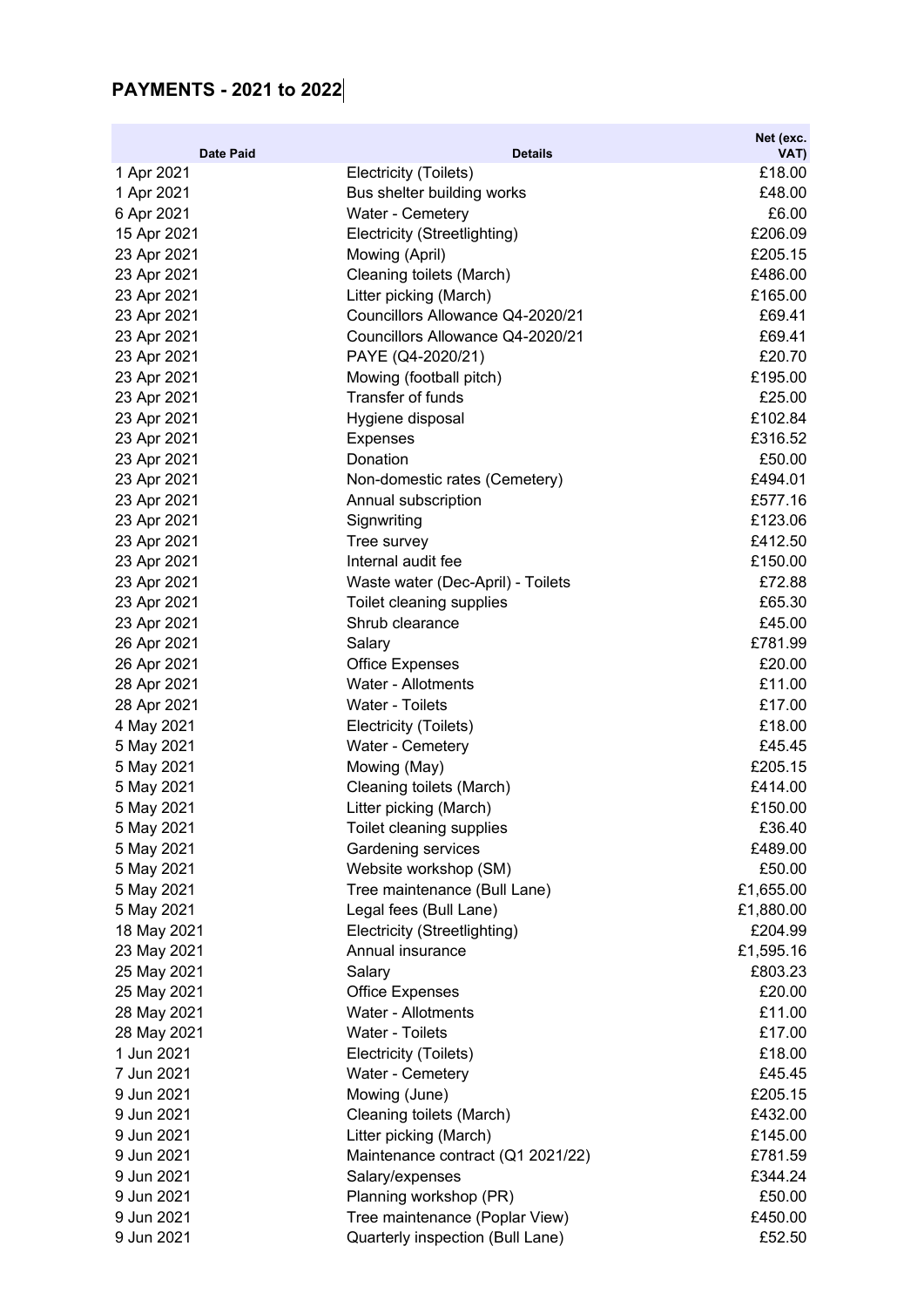## PAYMENTS - 2021 to 2022

| Date Paid | Details | Net (exc. VAT) |
|---|---|---|
| 1 Apr 2021 | Electricity (Toilets) | £18.00 |
| 1 Apr 2021 | Bus shelter building works | £48.00 |
| 6 Apr 2021 | Water - Cemetery | £6.00 |
| 15 Apr 2021 | Electricity (Streetlighting) | £206.09 |
| 23 Apr 2021 | Mowing (April) | £205.15 |
| 23 Apr 2021 | Cleaning toilets (March) | £486.00 |
| 23 Apr 2021 | Litter picking (March) | £165.00 |
| 23 Apr 2021 | Councillors Allowance Q4-2020/21 | £69.41 |
| 23 Apr 2021 | Councillors Allowance Q4-2020/21 | £69.41 |
| 23 Apr 2021 | PAYE (Q4-2020/21) | £20.70 |
| 23 Apr 2021 | Mowing (football pitch) | £195.00 |
| 23 Apr 2021 | Transfer of funds | £25.00 |
| 23 Apr 2021 | Hygiene disposal | £102.84 |
| 23 Apr 2021 | Expenses | £316.52 |
| 23 Apr 2021 | Donation | £50.00 |
| 23 Apr 2021 | Non-domestic rates (Cemetery) | £494.01 |
| 23 Apr 2021 | Annual subscription | £577.16 |
| 23 Apr 2021 | Signwriting | £123.06 |
| 23 Apr 2021 | Tree survey | £412.50 |
| 23 Apr 2021 | Internal audit fee | £150.00 |
| 23 Apr 2021 | Waste water (Dec-April) - Toilets | £72.88 |
| 23 Apr 2021 | Toilet cleaning supplies | £65.30 |
| 23 Apr 2021 | Shrub clearance | £45.00 |
| 26 Apr 2021 | Salary | £781.99 |
| 26 Apr 2021 | Office Expenses | £20.00 |
| 28 Apr 2021 | Water - Allotments | £11.00 |
| 28 Apr 2021 | Water - Toilets | £17.00 |
| 4 May 2021 | Electricity (Toilets) | £18.00 |
| 5 May 2021 | Water - Cemetery | £45.45 |
| 5 May 2021 | Mowing (May) | £205.15 |
| 5 May 2021 | Cleaning toilets (March) | £414.00 |
| 5 May 2021 | Litter picking (March) | £150.00 |
| 5 May 2021 | Toilet cleaning supplies | £36.40 |
| 5 May 2021 | Gardening services | £489.00 |
| 5 May 2021 | Website workshop (SM) | £50.00 |
| 5 May 2021 | Tree maintenance (Bull Lane) | £1,655.00 |
| 5 May 2021 | Legal fees (Bull Lane) | £1,880.00 |
| 18 May 2021 | Electricity (Streetlighting) | £204.99 |
| 23 May 2021 | Annual insurance | £1,595.16 |
| 25 May 2021 | Salary | £803.23 |
| 25 May 2021 | Office Expenses | £20.00 |
| 28 May 2021 | Water - Allotments | £11.00 |
| 28 May 2021 | Water - Toilets | £17.00 |
| 1 Jun 2021 | Electricity (Toilets) | £18.00 |
| 7 Jun 2021 | Water - Cemetery | £45.45 |
| 9 Jun 2021 | Mowing (June) | £205.15 |
| 9 Jun 2021 | Cleaning toilets (March) | £432.00 |
| 9 Jun 2021 | Litter picking (March) | £145.00 |
| 9 Jun 2021 | Maintenance contract (Q1 2021/22) | £781.59 |
| 9 Jun 2021 | Salary/expenses | £344.24 |
| 9 Jun 2021 | Planning workshop (PR) | £50.00 |
| 9 Jun 2021 | Tree maintenance (Poplar View) | £450.00 |
| 9 Jun 2021 | Quarterly inspection (Bull Lane) | £52.50 |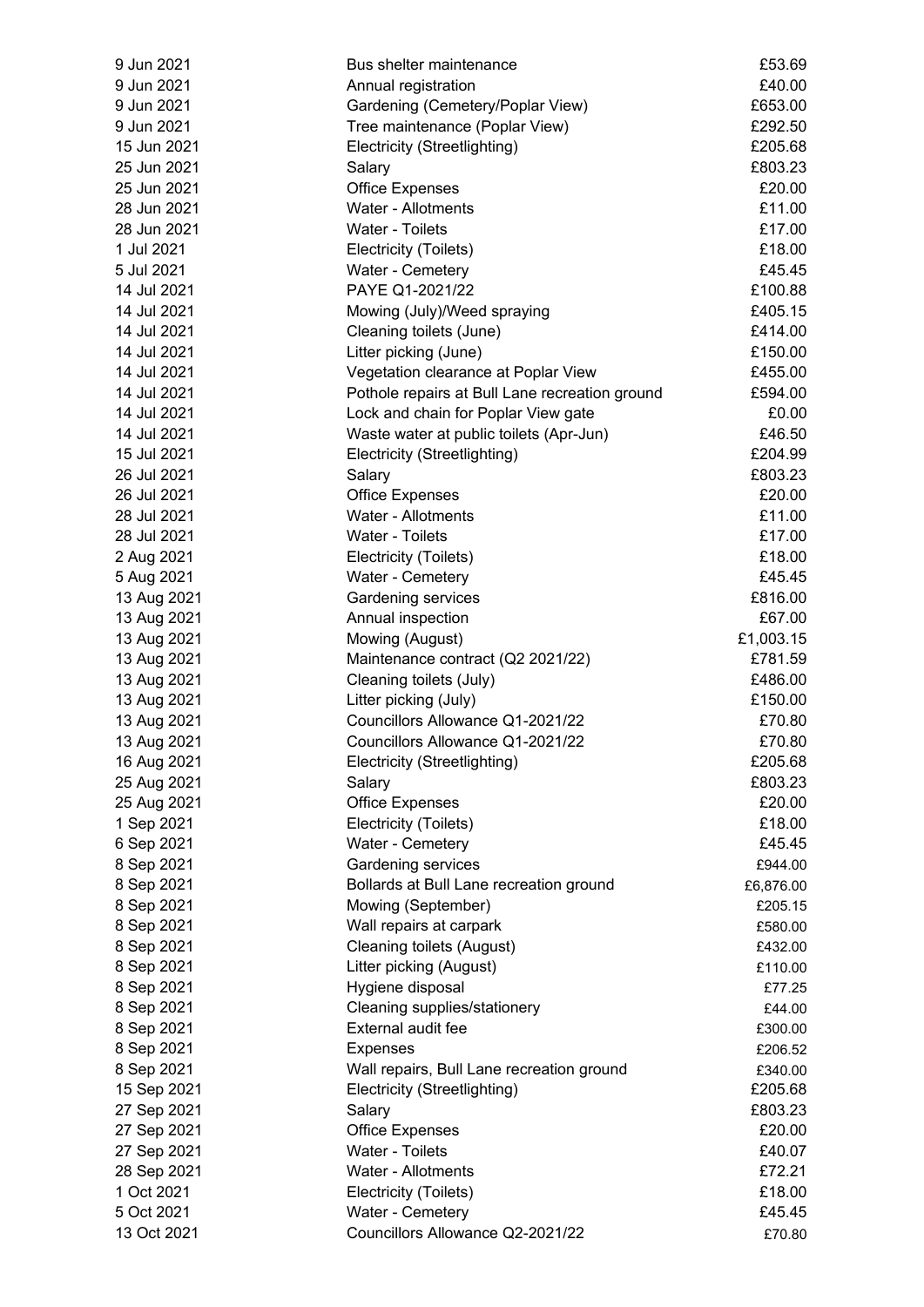| | | |
|---|---|---|
| 9 Jun 2021 | Bus shelter maintenance | £53.69 |
| 9 Jun 2021 | Annual registration | £40.00 |
| 9 Jun 2021 | Gardening (Cemetery/Poplar View) | £653.00 |
| 9 Jun 2021 | Tree maintenance (Poplar View) | £292.50 |
| 15 Jun 2021 | Electricity (Streetlighting) | £205.68 |
| 25 Jun 2021 | Salary | £803.23 |
| 25 Jun 2021 | Office Expenses | £20.00 |
| 28 Jun 2021 | Water - Allotments | £11.00 |
| 28 Jun 2021 | Water - Toilets | £17.00 |
| 1 Jul 2021 | Electricity (Toilets) | £18.00 |
| 5 Jul 2021 | Water - Cemetery | £45.45 |
| 14 Jul 2021 | PAYE Q1-2021/22 | £100.88 |
| 14 Jul 2021 | Mowing (July)/Weed spraying | £405.15 |
| 14 Jul 2021 | Cleaning toilets (June) | £414.00 |
| 14 Jul 2021 | Litter picking (June) | £150.00 |
| 14 Jul 2021 | Vegetation clearance at Poplar View | £455.00 |
| 14 Jul 2021 | Pothole repairs at Bull Lane recreation ground | £594.00 |
| 14 Jul 2021 | Lock and chain for Poplar View gate | £0.00 |
| 14 Jul 2021 | Waste water at public toilets (Apr-Jun) | £46.50 |
| 15 Jul 2021 | Electricity (Streetlighting) | £204.99 |
| 26 Jul 2021 | Salary | £803.23 |
| 26 Jul 2021 | Office Expenses | £20.00 |
| 28 Jul 2021 | Water - Allotments | £11.00 |
| 28 Jul 2021 | Water - Toilets | £17.00 |
| 2 Aug 2021 | Electricity (Toilets) | £18.00 |
| 5 Aug 2021 | Water - Cemetery | £45.45 |
| 13 Aug 2021 | Gardening services | £816.00 |
| 13 Aug 2021 | Annual inspection | £67.00 |
| 13 Aug 2021 | Mowing (August) | £1,003.15 |
| 13 Aug 2021 | Maintenance contract (Q2 2021/22) | £781.59 |
| 13 Aug 2021 | Cleaning toilets (July) | £486.00 |
| 13 Aug 2021 | Litter picking (July) | £150.00 |
| 13 Aug 2021 | Councillors Allowance Q1-2021/22 | £70.80 |
| 13 Aug 2021 | Councillors Allowance Q1-2021/22 | £70.80 |
| 16 Aug 2021 | Electricity (Streetlighting) | £205.68 |
| 25 Aug 2021 | Salary | £803.23 |
| 25 Aug 2021 | Office Expenses | £20.00 |
| 1 Sep 2021 | Electricity (Toilets) | £18.00 |
| 6 Sep 2021 | Water - Cemetery | £45.45 |
| 8 Sep 2021 | Gardening services | £944.00 |
| 8 Sep 2021 | Bollards at Bull Lane recreation ground | £6,876.00 |
| 8 Sep 2021 | Mowing (September) | £205.15 |
| 8 Sep 2021 | Wall repairs at carpark | £580.00 |
| 8 Sep 2021 | Cleaning toilets (August) | £432.00 |
| 8 Sep 2021 | Litter picking (August) | £110.00 |
| 8 Sep 2021 | Hygiene disposal | £77.25 |
| 8 Sep 2021 | Cleaning supplies/stationery | £44.00 |
| 8 Sep 2021 | External audit fee | £300.00 |
| 8 Sep 2021 | Expenses | £206.52 |
| 8 Sep 2021 | Wall repairs, Bull Lane recreation ground | £340.00 |
| 15 Sep 2021 | Electricity (Streetlighting) | £205.68 |
| 27 Sep 2021 | Salary | £803.23 |
| 27 Sep 2021 | Office Expenses | £20.00 |
| 27 Sep 2021 | Water - Toilets | £40.07 |
| 28 Sep 2021 | Water - Allotments | £72.21 |
| 1 Oct 2021 | Electricity (Toilets) | £18.00 |
| 5 Oct 2021 | Water - Cemetery | £45.45 |
| 13 Oct 2021 | Councillors Allowance Q2-2021/22 | £70.80 |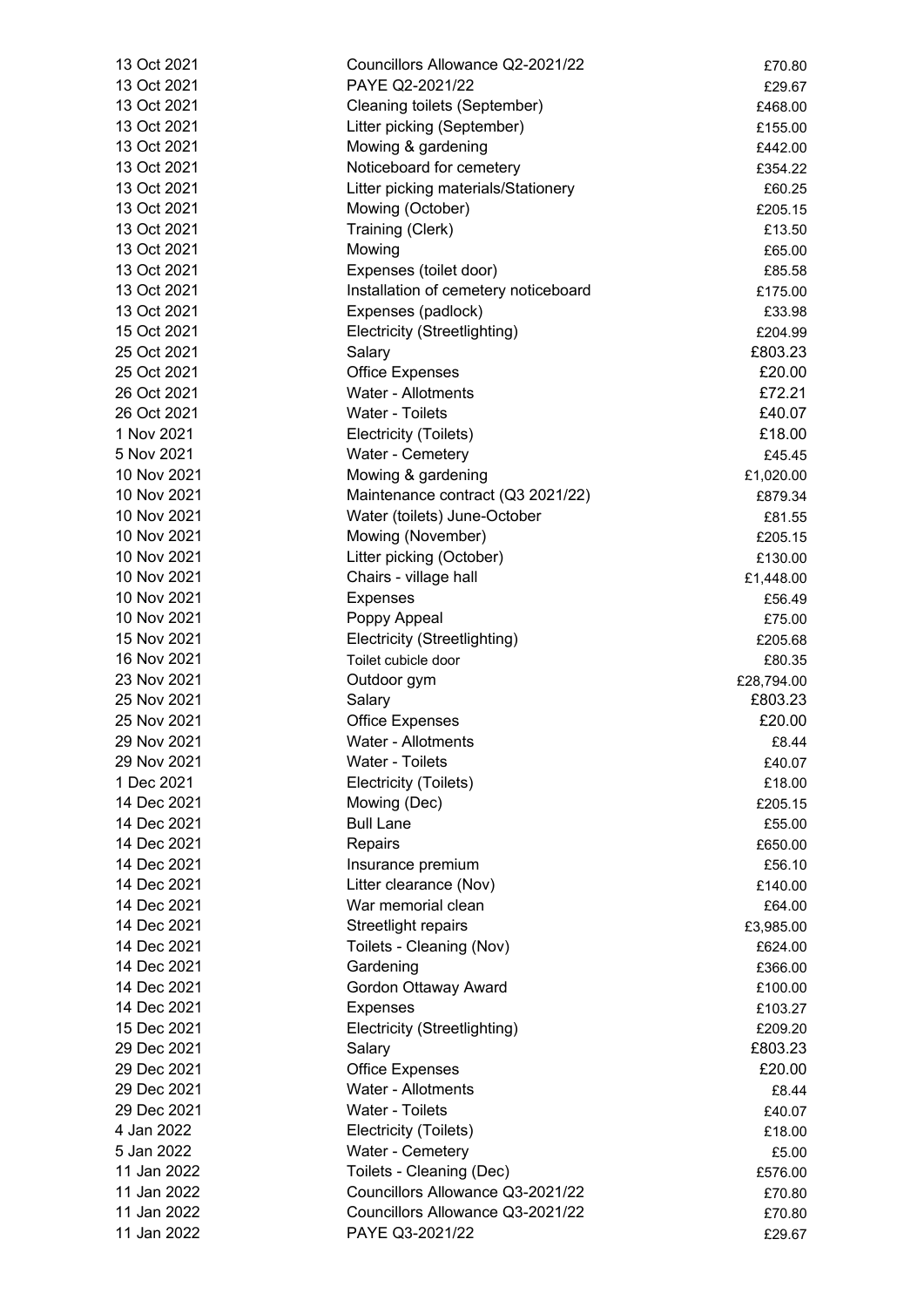| | | |
|---|---|---|
| 13 Oct 2021 | Councillors Allowance Q2-2021/22 | £70.80 |
| 13 Oct 2021 | PAYE Q2-2021/22 | £29.67 |
| 13 Oct 2021 | Cleaning toilets (September) | £468.00 |
| 13 Oct 2021 | Litter picking (September) | £155.00 |
| 13 Oct 2021 | Mowing & gardening | £442.00 |
| 13 Oct 2021 | Noticeboard for cemetery | £354.22 |
| 13 Oct 2021 | Litter picking materials/Stationery | £60.25 |
| 13 Oct 2021 | Mowing (October) | £205.15 |
| 13 Oct 2021 | Training (Clerk) | £13.50 |
| 13 Oct 2021 | Mowing | £65.00 |
| 13 Oct 2021 | Expenses (toilet door) | £85.58 |
| 13 Oct 2021 | Installation of cemetery noticeboard | £175.00 |
| 13 Oct 2021 | Expenses (padlock) | £33.98 |
| 15 Oct 2021 | Electricity (Streetlighting) | £204.99 |
| 25 Oct 2021 | Salary | £803.23 |
| 25 Oct 2021 | Office Expenses | £20.00 |
| 26 Oct 2021 | Water - Allotments | £72.21 |
| 26 Oct 2021 | Water - Toilets | £40.07 |
| 1 Nov 2021 | Electricity (Toilets) | £18.00 |
| 5 Nov 2021 | Water - Cemetery | £45.45 |
| 10 Nov 2021 | Mowing & gardening | £1,020.00 |
| 10 Nov 2021 | Maintenance contract (Q3 2021/22) | £879.34 |
| 10 Nov 2021 | Water (toilets) June-October | £81.55 |
| 10 Nov 2021 | Mowing (November) | £205.15 |
| 10 Nov 2021 | Litter picking (October) | £130.00 |
| 10 Nov 2021 | Chairs - village hall | £1,448.00 |
| 10 Nov 2021 | Expenses | £56.49 |
| 10 Nov 2021 | Poppy Appeal | £75.00 |
| 15 Nov 2021 | Electricity (Streetlighting) | £205.68 |
| 16 Nov 2021 | Toilet cubicle door | £80.35 |
| 23 Nov 2021 | Outdoor gym | £28,794.00 |
| 25 Nov 2021 | Salary | £803.23 |
| 25 Nov 2021 | Office Expenses | £20.00 |
| 29 Nov 2021 | Water - Allotments | £8.44 |
| 29 Nov 2021 | Water - Toilets | £40.07 |
| 1 Dec 2021 | Electricity (Toilets) | £18.00 |
| 14 Dec 2021 | Mowing (Dec) | £205.15 |
| 14 Dec 2021 | Bull Lane | £55.00 |
| 14 Dec 2021 | Repairs | £650.00 |
| 14 Dec 2021 | Insurance premium | £56.10 |
| 14 Dec 2021 | Litter clearance (Nov) | £140.00 |
| 14 Dec 2021 | War memorial clean | £64.00 |
| 14 Dec 2021 | Streetlight repairs | £3,985.00 |
| 14 Dec 2021 | Toilets - Cleaning (Nov) | £624.00 |
| 14 Dec 2021 | Gardening | £366.00 |
| 14 Dec 2021 | Gordon Ottaway Award | £100.00 |
| 14 Dec 2021 | Expenses | £103.27 |
| 15 Dec 2021 | Electricity (Streetlighting) | £209.20 |
| 29 Dec 2021 | Salary | £803.23 |
| 29 Dec 2021 | Office Expenses | £20.00 |
| 29 Dec 2021 | Water - Allotments | £8.44 |
| 29 Dec 2021 | Water - Toilets | £40.07 |
| 4 Jan 2022 | Electricity (Toilets) | £18.00 |
| 5 Jan 2022 | Water - Cemetery | £5.00 |
| 11 Jan 2022 | Toilets - Cleaning (Dec) | £576.00 |
| 11 Jan 2022 | Councillors Allowance Q3-2021/22 | £70.80 |
| 11 Jan 2022 | Councillors Allowance Q3-2021/22 | £70.80 |
| 11 Jan 2022 | PAYE Q3-2021/22 | £29.67 |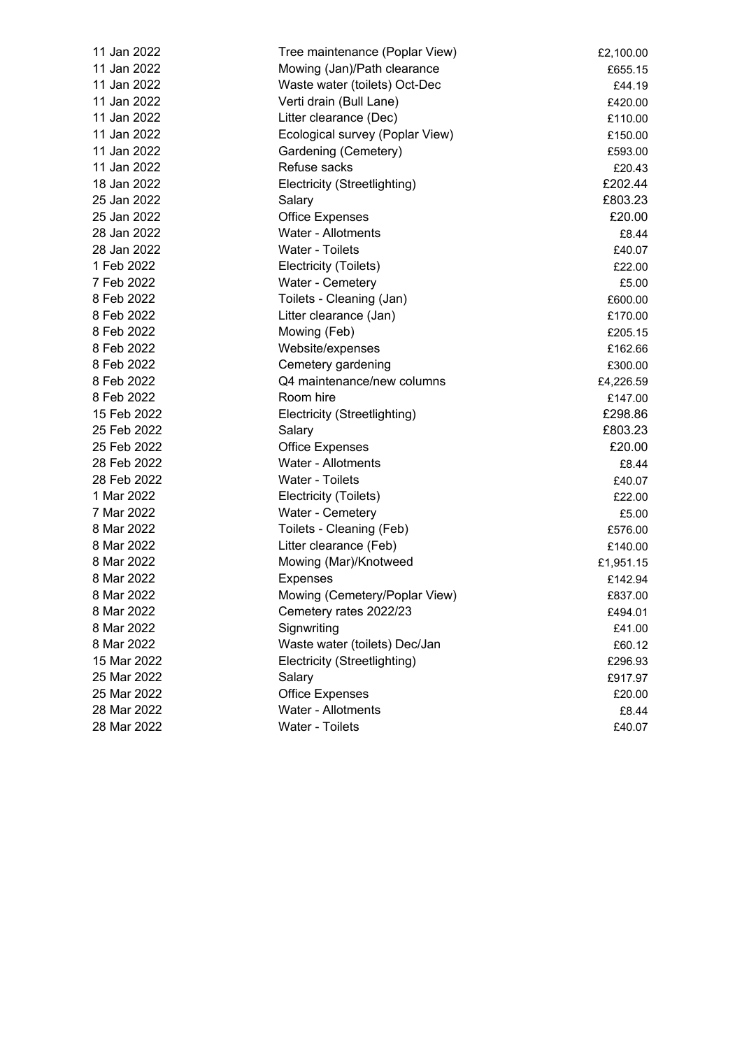| | | |
|---|---|---|
| 11 Jan 2022 | Tree maintenance (Poplar View) | £2,100.00 |
| 11 Jan 2022 | Mowing (Jan)/Path clearance | £655.15 |
| 11 Jan 2022 | Waste water (toilets) Oct-Dec | £44.19 |
| 11 Jan 2022 | Verti drain (Bull Lane) | £420.00 |
| 11 Jan 2022 | Litter clearance (Dec) | £110.00 |
| 11 Jan 2022 | Ecological survey (Poplar View) | £150.00 |
| 11 Jan 2022 | Gardening (Cemetery) | £593.00 |
| 11 Jan 2022 | Refuse sacks | £20.43 |
| 18 Jan 2022 | Electricity (Streetlighting) | £202.44 |
| 25 Jan 2022 | Salary | £803.23 |
| 25 Jan 2022 | Office Expenses | £20.00 |
| 28 Jan 2022 | Water - Allotments | £8.44 |
| 28 Jan 2022 | Water - Toilets | £40.07 |
| 1 Feb 2022 | Electricity (Toilets) | £22.00 |
| 7 Feb 2022 | Water - Cemetery | £5.00 |
| 8 Feb 2022 | Toilets - Cleaning (Jan) | £600.00 |
| 8 Feb 2022 | Litter clearance (Jan) | £170.00 |
| 8 Feb 2022 | Mowing (Feb) | £205.15 |
| 8 Feb 2022 | Website/expenses | £162.66 |
| 8 Feb 2022 | Cemetery gardening | £300.00 |
| 8 Feb 2022 | Q4 maintenance/new columns | £4,226.59 |
| 8 Feb 2022 | Room hire | £147.00 |
| 15 Feb 2022 | Electricity (Streetlighting) | £298.86 |
| 25 Feb 2022 | Salary | £803.23 |
| 25 Feb 2022 | Office Expenses | £20.00 |
| 28 Feb 2022 | Water - Allotments | £8.44 |
| 28 Feb 2022 | Water - Toilets | £40.07 |
| 1 Mar 2022 | Electricity (Toilets) | £22.00 |
| 7 Mar 2022 | Water - Cemetery | £5.00 |
| 8 Mar 2022 | Toilets - Cleaning (Feb) | £576.00 |
| 8 Mar 2022 | Litter clearance (Feb) | £140.00 |
| 8 Mar 2022 | Mowing (Mar)/Knotweed | £1,951.15 |
| 8 Mar 2022 | Expenses | £142.94 |
| 8 Mar 2022 | Mowing (Cemetery/Poplar View) | £837.00 |
| 8 Mar 2022 | Cemetery rates 2022/23 | £494.01 |
| 8 Mar 2022 | Signwriting | £41.00 |
| 8 Mar 2022 | Waste water (toilets) Dec/Jan | £60.12 |
| 15 Mar 2022 | Electricity (Streetlighting) | £296.93 |
| 25 Mar 2022 | Salary | £917.97 |
| 25 Mar 2022 | Office Expenses | £20.00 |
| 28 Mar 2022 | Water - Allotments | £8.44 |
| 28 Mar 2022 | Water - Toilets | £40.07 |